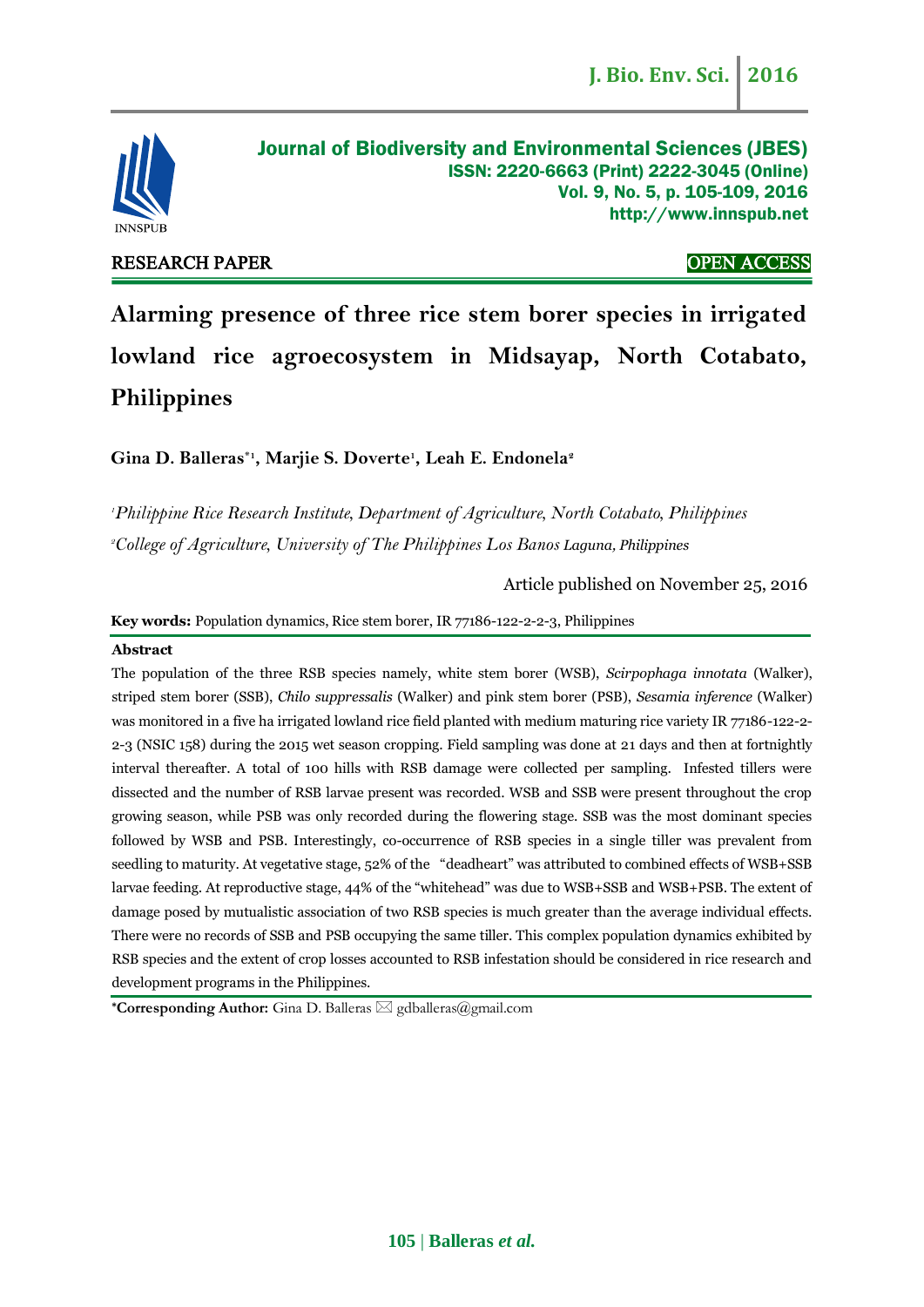Journal of Biodiversity and Environmental Sciences (JBES)
ISSN: 2220-6663 (Print) 2222-3045 (Online)
Vol. 9, No. 5, p. 105-109, 2016
http://www.innspub.net

RESEARCH PAPER | OPEN ACCESS

# Alarming presence of three rice stem borer species in irrigated lowland rice agroecosystem in Midsayap, North Cotabato, Philippines

**Gina D. Balleras\*[1], Marjie S. Doverte[1], Leah E. Endonela[2]**

[1]*Philippine Rice Research Institute, Department of Agriculture, North Cotabato, Philippines*

[2]*College of Agriculture, University of The Philippines Los Banos Laguna, Philippines*

Article published on November 25, 2016

**Key words:** Population dynamics, Rice stem borer, IR 77186-122-2-2-3, Philippines

## Abstract

The population of the three RSB species namely, white stem borer (WSB), *Scirpophaga innotata* (Walker), striped stem borer (SSB), *Chilo suppressalis* (Walker) and pink stem borer (PSB), *Sesamia inference* (Walker) was monitored in a five ha irrigated lowland rice field planted with medium maturing rice variety IR 77186-122-2-2-3 (NSIC 158) during the 2015 wet season cropping. Field sampling was done at 21 days and then at fortnightly interval thereafter. A total of 100 hills with RSB damage were collected per sampling. Infested tillers were dissected and the number of RSB larvae present was recorded. WSB and SSB were present throughout the crop growing season, while PSB was only recorded during the flowering stage. SSB was the most dominant species followed by WSB and PSB. Interestingly, co-occurrence of RSB species in a single tiller was prevalent from seedling to maturity. At vegetative stage, 52% of the "deadheart" was attributed to combined effects of WSB+SSB larvae feeding. At reproductive stage, 44% of the "whitehead" was due to WSB+SSB and WSB+PSB. The extent of damage posed by mutualistic association of two RSB species is much greater than the average individual effects. There were no records of SSB and PSB occupying the same tiller. This complex population dynamics exhibited by RSB species and the extent of crop losses accounted to RSB infestation should be considered in rice research and development programs in the Philippines.

**\*Corresponding Author:** Gina D. Balleras ✉ gdballeras@gmail.com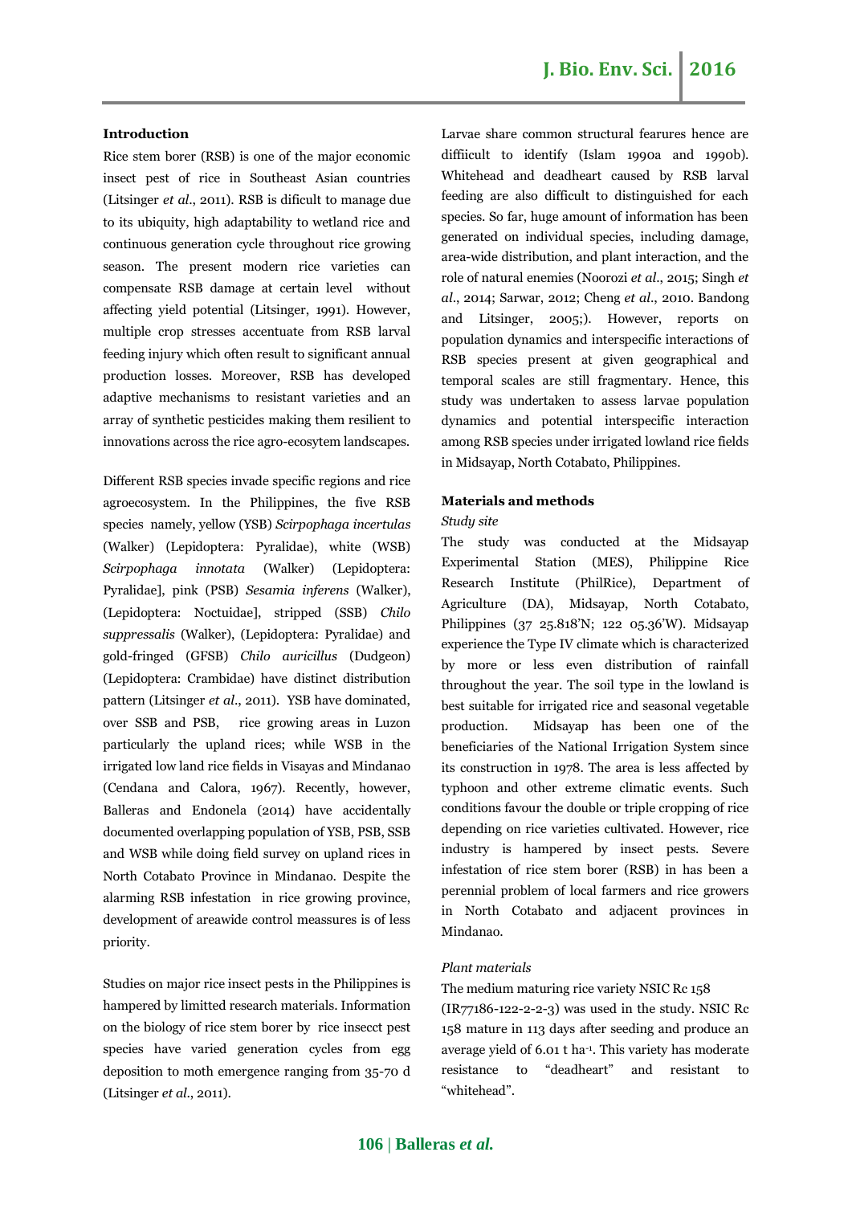**Introduction**

Rice stem borer (RSB) is one of the major economic insect pest of rice in Southeast Asian countries (Litsinger *et al*., 2011). RSB is dificult to manage due to its ubiquity, high adaptability to wetland rice and continuous generation cycle throughout rice growing season. The present modern rice varieties can compensate RSB damage at certain level without affecting yield potential (Litsinger, 1991). However, multiple crop stresses accentuate from RSB larval feeding injury which often result to significant annual production losses. Moreover, RSB has developed adaptive mechanisms to resistant varieties and an array of synthetic pesticides making them resilient to innovations across the rice agro-ecosytem landscapes.

Different RSB species invade specific regions and rice agroecosystem. In the Philippines, the five RSB species namely, yellow (YSB) *Scirpophaga incertulas* (Walker) (Lepidoptera: Pyralidae), white (WSB) *Scirpophaga innotata* (Walker) (Lepidoptera: Pyralidae], pink (PSB) *Sesamia inferens* (Walker), (Lepidoptera: Noctuidae], stripped (SSB) *Chilo suppressalis* (Walker), (Lepidoptera: Pyralidae) and gold-fringed (GFSB) *Chilo auricillus* (Dudgeon) (Lepidoptera: Crambidae) have distinct distribution pattern (Litsinger *et al*., 2011). YSB have dominated, over SSB and PSB, rice growing areas in Luzon particularly the upland rices; while WSB in the irrigated low land rice fields in Visayas and Mindanao (Cendana and Calora, 1967). Recently, however, Balleras and Endonela (2014) have accidentally documented overlapping population of YSB, PSB, SSB and WSB while doing field survey on upland rices in North Cotabato Province in Mindanao. Despite the alarming RSB infestation in rice growing province, development of areawide control meassures is of less priority.

Studies on major rice insect pests in the Philippines is hampered by limitted research materials. Information on the biology of rice stem borer by rice insecct pest species have varied generation cycles from egg deposition to moth emergence ranging from 35-70 d (Litsinger *et al*., 2011). Larvae share common structural fearures hence are diffiicult to identify (Islam 1990a and 1990b). Whitehead and deadheart caused by RSB larval feeding are also difficult to distinguished for each species. So far, huge amount of information has been generated on individual species, including damage, area-wide distribution, and plant interaction, and the role of natural enemies (Noorozi *et al*., 2015; Singh *et al*., 2014; Sarwar, 2012; Cheng *et al*., 2010. Bandong and Litsinger, 2005;). However, reports on population dynamics and interspecific interactions of RSB species present at given geographical and temporal scales are still fragmentary. Hence, this study was undertaken to assess larvae population dynamics and potential interspecific interaction among RSB species under irrigated lowland rice fields in Midsayap, North Cotabato, Philippines.

**Materials and methods**

*Study site*

The study was conducted at the Midsayap Experimental Station (MES), Philippine Rice Research Institute (PhilRice), Department of Agriculture (DA), Midsayap, North Cotabato, Philippines (37 25.818'N; 122 05.36'W). Midsayap experience the Type IV climate which is characterized by more or less even distribution of rainfall throughout the year. The soil type in the lowland is best suitable for irrigated rice and seasonal vegetable production. Midsayap has been one of the beneficiaries of the National Irrigation System since its construction in 1978. The area is less affected by typhoon and other extreme climatic events. Such conditions favour the double or triple cropping of rice depending on rice varieties cultivated. However, rice industry is hampered by insect pests. Severe infestation of rice stem borer (RSB) in has been a perennial problem of local farmers and rice growers in North Cotabato and adjacent provinces in Mindanao.

*Plant materials*

The medium maturing rice variety NSIC Rc 158 (IR77186-122-2-2-3) was used in the study. NSIC Rc 158 mature in 113 days after seeding and produce an average yield of 6.01 t ha$^{-1}$. This variety has moderate resistance to "deadheart" and resistant to "whitehead".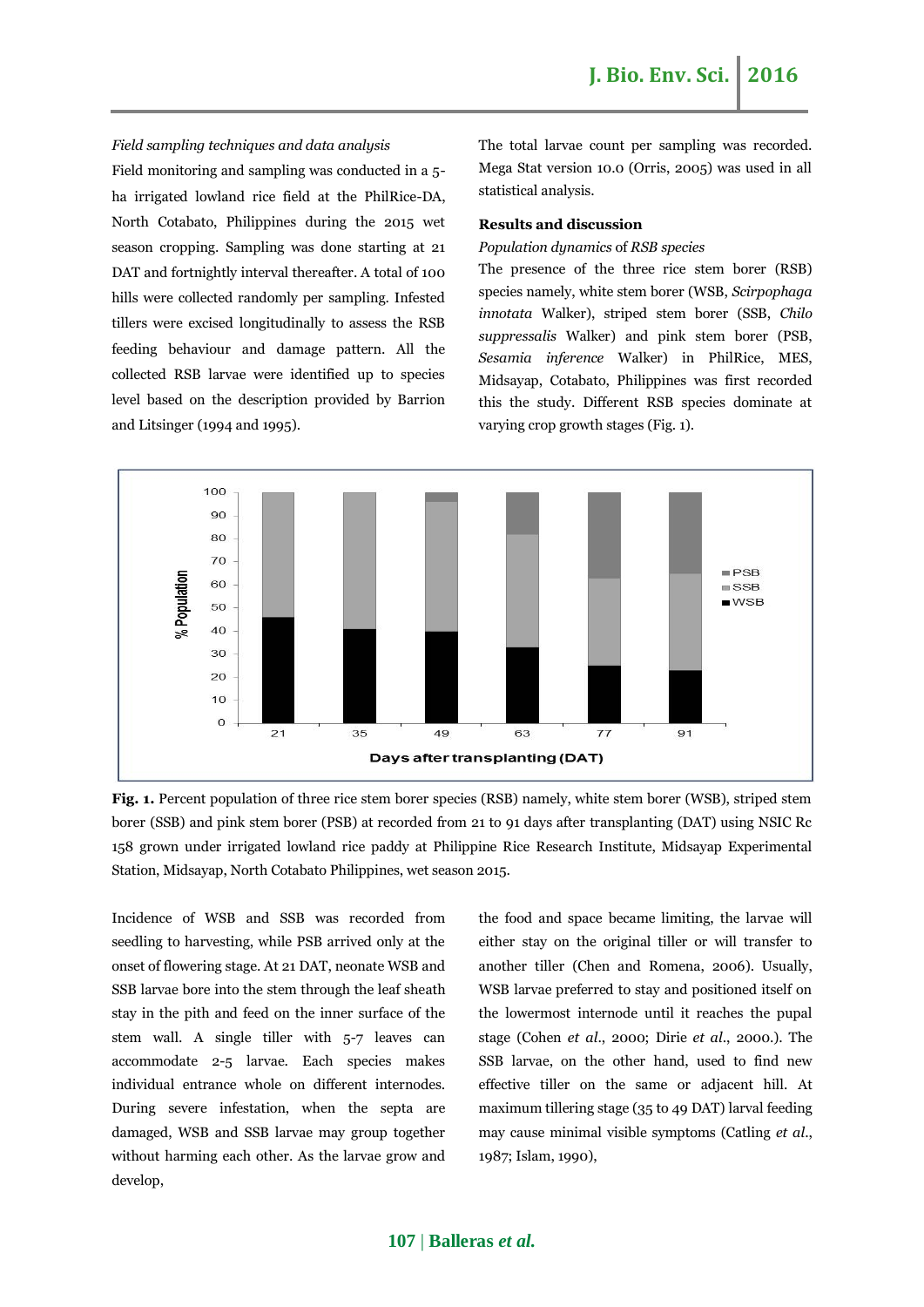*Field sampling techniques and data analysis*

Field monitoring and sampling was conducted in a 5-ha irrigated lowland rice field at the PhilRice-DA, North Cotabato, Philippines during the 2015 wet season cropping. Sampling was done starting at 21 DAT and fortnightly interval thereafter. A total of 100 hills were collected randomly per sampling. Infested tillers were excised longitudinally to assess the RSB feeding behaviour and damage pattern. All the collected RSB larvae were identified up to species level based on the description provided by Barrion and Litsinger (1994 and 1995).

The total larvae count per sampling was recorded. Mega Stat version 10.0 (Orris, 2005) was used in all statistical analysis.

## Results and discussion

*Population dynamics of RSB species*

The presence of the three rice stem borer (RSB) species namely, white stem borer (WSB, *Scirpophaga innotata* Walker), striped stem borer (SSB, *Chilo suppressalis* Walker) and pink stem borer (PSB, *Sesamia inference* Walker) in PhilRice, MES, Midsayap, Cotabato, Philippines was first recorded this the study. Different RSB species dominate at varying crop growth stages (Fig. 1).

**Fig. 1.** Percent population of three rice stem borer species (RSB) namely, white stem borer (WSB), striped stem borer (SSB) and pink stem borer (PSB) at recorded from 21 to 91 days after transplanting (DAT) using NSIC Rc 158 grown under irrigated lowland rice paddy at Philippine Rice Research Institute, Midsayap Experimental Station, Midsayap, North Cotabato Philippines, wet season 2015.

Incidence of WSB and SSB was recorded from seedling to harvesting, while PSB arrived only at the onset of flowering stage. At 21 DAT, neonate WSB and SSB larvae bore into the stem through the leaf sheath stay in the pith and feed on the inner surface of the stem wall. A single tiller with 5-7 leaves can accommodate 2-5 larvae. Each species makes individual entrance whole on different internodes. During severe infestation, when the septa are damaged, WSB and SSB larvae may group together without harming each other. As the larvae grow and develop, the food and space became limiting, the larvae will either stay on the original tiller or will transfer to another tiller (Chen and Romena, 2006). Usually, WSB larvae preferred to stay and positioned itself on the lowermost internode until it reaches the pupal stage (Cohen *et al.*, 2000; Dirie *et al.*, 2000.). The SSB larvae, on the other hand, used to find new effective tiller on the same or adjacent hill. At maximum tillering stage (35 to 49 DAT) larval feeding may cause minimal visible symptoms (Catling *et al.*, 1987; Islam, 1990),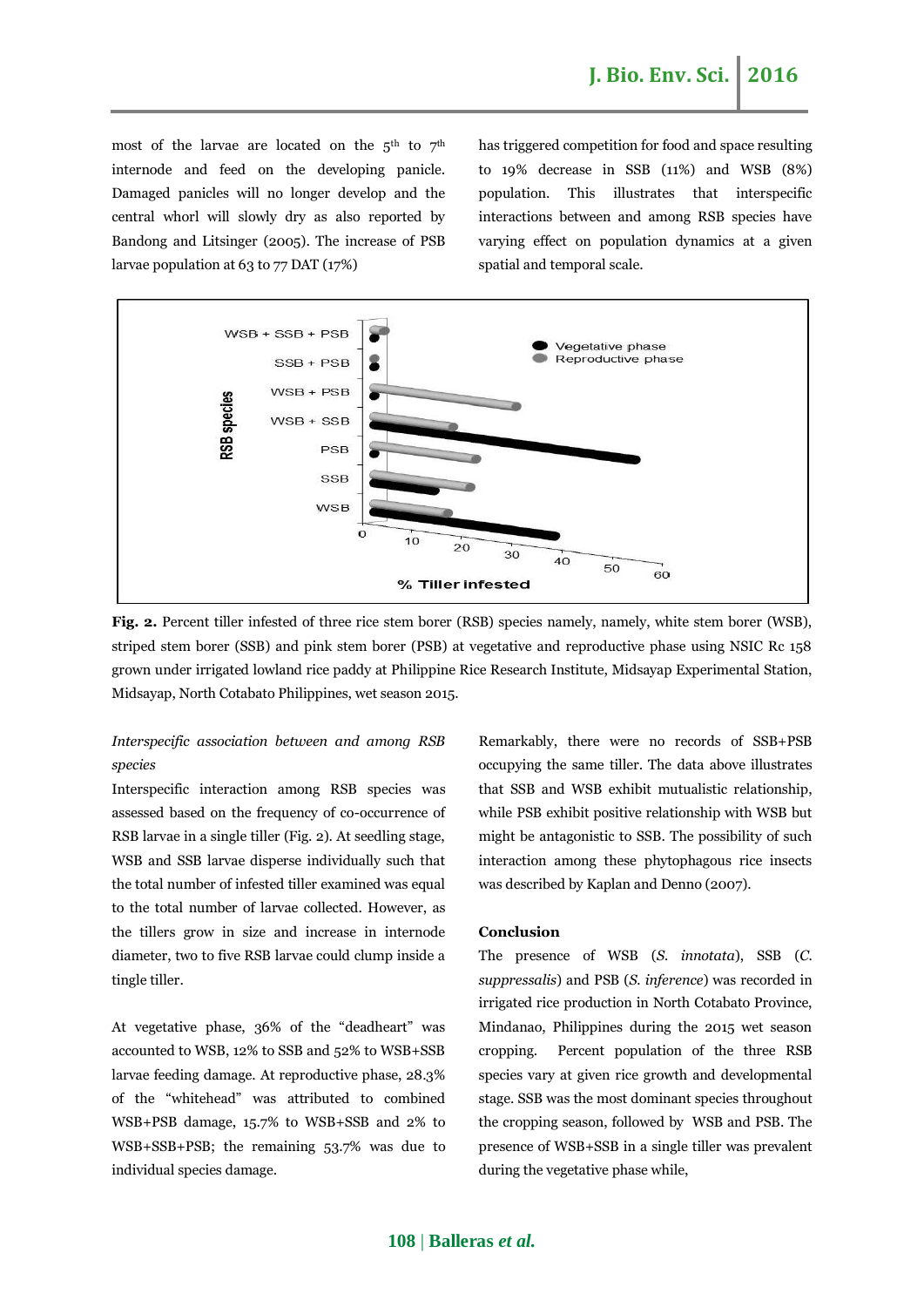most of the larvae are located on the 5th to 7th internode and feed on the developing panicle. Damaged panicles will no longer develop and the central whorl will slowly dry as also reported by Bandong and Litsinger (2005). The increase of PSB larvae population at 63 to 77 DAT (17%) has triggered competition for food and space resulting to 19% decrease in SSB (11%) and WSB (8%) population. This illustrates that interspecific interactions between and among RSB species have varying effect on population dynamics at a given spatial and temporal scale.

**Fig. 2.** Percent tiller infested of three rice stem borer (RSB) species namely, namely, white stem borer (WSB), striped stem borer (SSB) and pink stem borer (PSB) at vegetative and reproductive phase using NSIC Rc 158 grown under irrigated lowland rice paddy at Philippine Rice Research Institute, Midsayap Experimental Station, Midsayap, North Cotabato Philippines, wet season 2015.

*Interspecific association between and among RSB species*

Interspecific interaction among RSB species was assessed based on the frequency of co-occurrence of RSB larvae in a single tiller (Fig. 2). At seedling stage, WSB and SSB larvae disperse individually such that the total number of infested tiller examined was equal to the total number of larvae collected. However, as the tillers grow in size and increase in internode diameter, two to five RSB larvae could clump inside a tingle tiller.

At vegetative phase, 36% of the "deadheart" was accounted to WSB, 12% to SSB and 52% to WSB+SSB larvae feeding damage. At reproductive phase, 28.3% of the "whitehead" was attributed to combined WSB+PSB damage, 15.7% to WSB+SSB and 2% to WSB+SSB+PSB; the remaining 53.7% was due to individual species damage.

Remarkably, there were no records of SSB+PSB occupying the same tiller. The data above illustrates that SSB and WSB exhibit mutualistic relationship, while PSB exhibit positive relationship with WSB but might be antagonistic to SSB. The possibility of such interaction among these phytophagous rice insects was described by Kaplan and Denno (2007).

## Conclusion

The presence of WSB (*S. innotata*), SSB (*C. suppressalis*) and PSB (*S. inference*) was recorded in irrigated rice production in North Cotabato Province, Mindanao, Philippines during the 2015 wet season cropping. Percent population of the three RSB species vary at given rice growth and developmental stage. SSB was the most dominant species throughout the cropping season, followed by WSB and PSB. The presence of WSB+SSB in a single tiller was prevalent during the vegetative phase while,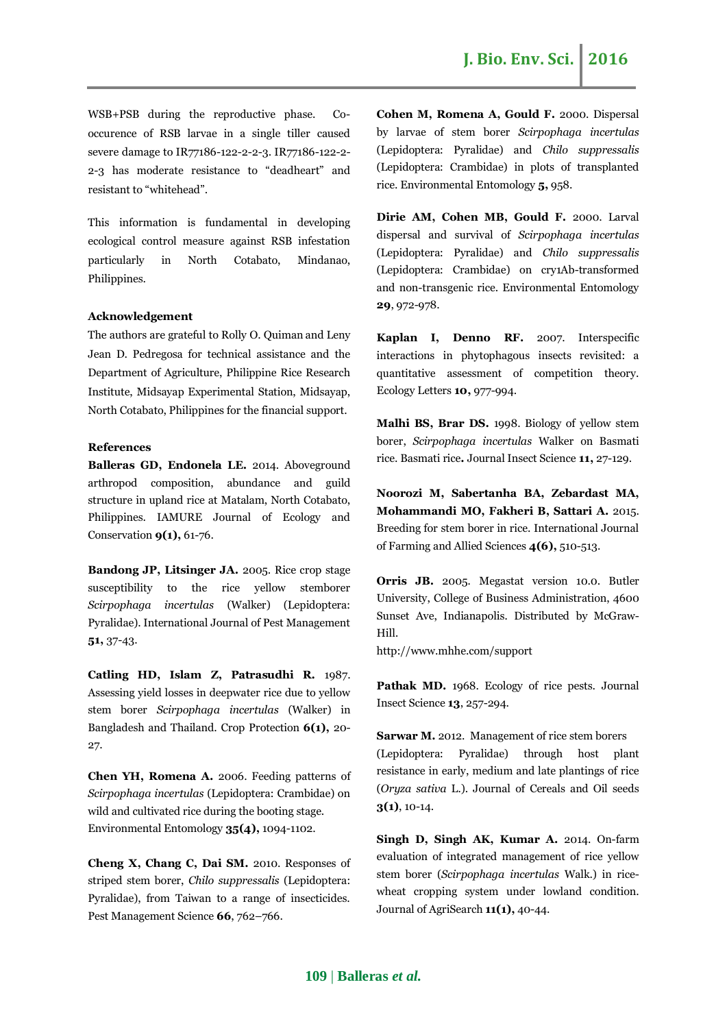WSB+PSB during the reproductive phase. Co-occurence of RSB larvae in a single tiller caused severe damage to IR77186-122-2-2-3. IR77186-122-2-2-3 has moderate resistance to "deadheart" and resistant to "whitehead".

This information is fundamental in developing ecological control measure against RSB infestation particularly in North Cotabato, Mindanao, Philippines.

## Acknowledgement

The authors are grateful to Rolly O. Quiman and Leny Jean D. Pedregosa for technical assistance and the Department of Agriculture, Philippine Rice Research Institute, Midsayap Experimental Station, Midsayap, North Cotabato, Philippines for the financial support.

## References

**Balleras GD, Endonela LE.** 2014. Aboveground arthropod composition, abundance and guild structure in upland rice at Matalam, North Cotabato, Philippines. IAMURE Journal of Ecology and Conservation **9(1),** 61-76.

**Bandong JP, Litsinger JA.** 2005. Rice crop stage susceptibility to the rice yellow stemborer *Scirpophaga incertulas* (Walker) (Lepidoptera: Pyralidae). International Journal of Pest Management **51,** 37-43.

**Catling HD, Islam Z, Patrasudhi R.** 1987. Assessing yield losses in deepwater rice due to yellow stem borer *Scirpophaga incertulas* (Walker) in Bangladesh and Thailand. Crop Protection **6(1),** 20-27.

**Chen YH, Romena A.** 2006. Feeding patterns of *Scirpophaga incertulas* (Lepidoptera: Crambidae) on wild and cultivated rice during the booting stage. Environmental Entomology **35(4),** 1094-1102.

**Cheng X, Chang C, Dai SM.** 2010. Responses of striped stem borer, *Chilo suppressalis* (Lepidoptera: Pyralidae), from Taiwan to a range of insecticides. Pest Management Science **66**, 762–766.

**Cohen M, Romena A, Gould F.** 2000. Dispersal by larvae of stem borer *Scirpophaga incertulas* (Lepidoptera: Pyralidae) and *Chilo suppressalis* (Lepidoptera: Crambidae) in plots of transplanted rice. Environmental Entomology **5,** 958.

**Dirie AM, Cohen MB, Gould F.** 2000. Larval dispersal and survival of *Scirpophaga incertulas* (Lepidoptera: Pyralidae) and *Chilo suppressalis* (Lepidoptera: Crambidae) on cry1Ab-transformed and non-transgenic rice. Environmental Entomology **29**, 972-978.

**Kaplan I, Denno RF.** 2007. Interspecific interactions in phytophagous insects revisited: a quantitative assessment of competition theory. Ecology Letters **10,** 977-994.

**Malhi BS, Brar DS.** 1998. Biology of yellow stem borer, *Scirpophaga incertulas* Walker on Basmati rice. Basmati rice**.** Journal Insect Science **11,** 27-129.

**Noorozi M, Sabertanha BA, Zebardast MA, Mohammandi MO, Fakheri B, Sattari A.** 2015. Breeding for stem borer in rice. International Journal of Farming and Allied Sciences **4(6),** 510-513.

**Orris JB.** 2005. Megastat version 10.0. Butler University, College of Business Administration, 4600 Sunset Ave, Indianapolis. Distributed by McGraw-Hill.
http://www.mhhe.com/support

**Pathak MD.** 1968. Ecology of rice pests. Journal Insect Science **13**, 257-294.

**Sarwar M.** 2012. Management of rice stem borers (Lepidoptera: Pyralidae) through host plant resistance in early, medium and late plantings of rice (*Oryza sativa* L.). Journal of Cereals and Oil seeds **3(1)**, 10-14.

**Singh D, Singh AK, Kumar A.** 2014. On-farm evaluation of integrated management of rice yellow stem borer (*Scirpophaga incertulas* Walk.) in rice-wheat cropping system under lowland condition. Journal of AgriSearch **11(1),** 40-44.